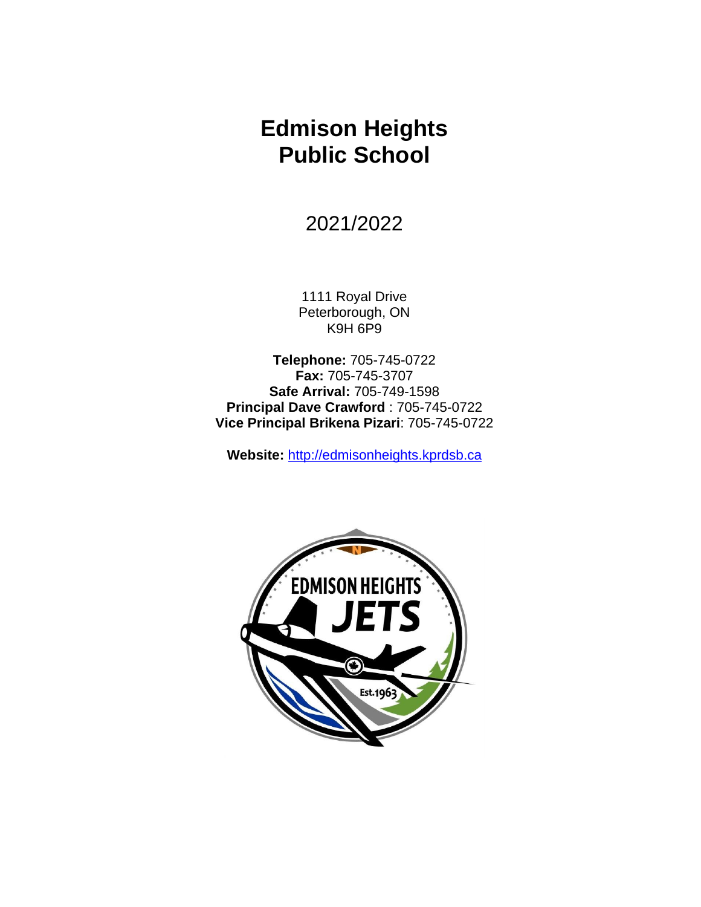# Edmison Heights Public School

2021/2022

1111 Royal Drive
Peterborough, ON
K9H 6P9

**Telephone:** 705-745-0722
**Fax:** 705-745-3707
**Safe Arrival:** 705-749-1598
**Principal Dave Crawford** : 705-745-0722
**Vice Principal Brikena Pizari**: 705-745-0722

**Website:** [http://edmisonheights.kprdsb.ca](http://edmisonheights.kprdsb.ca)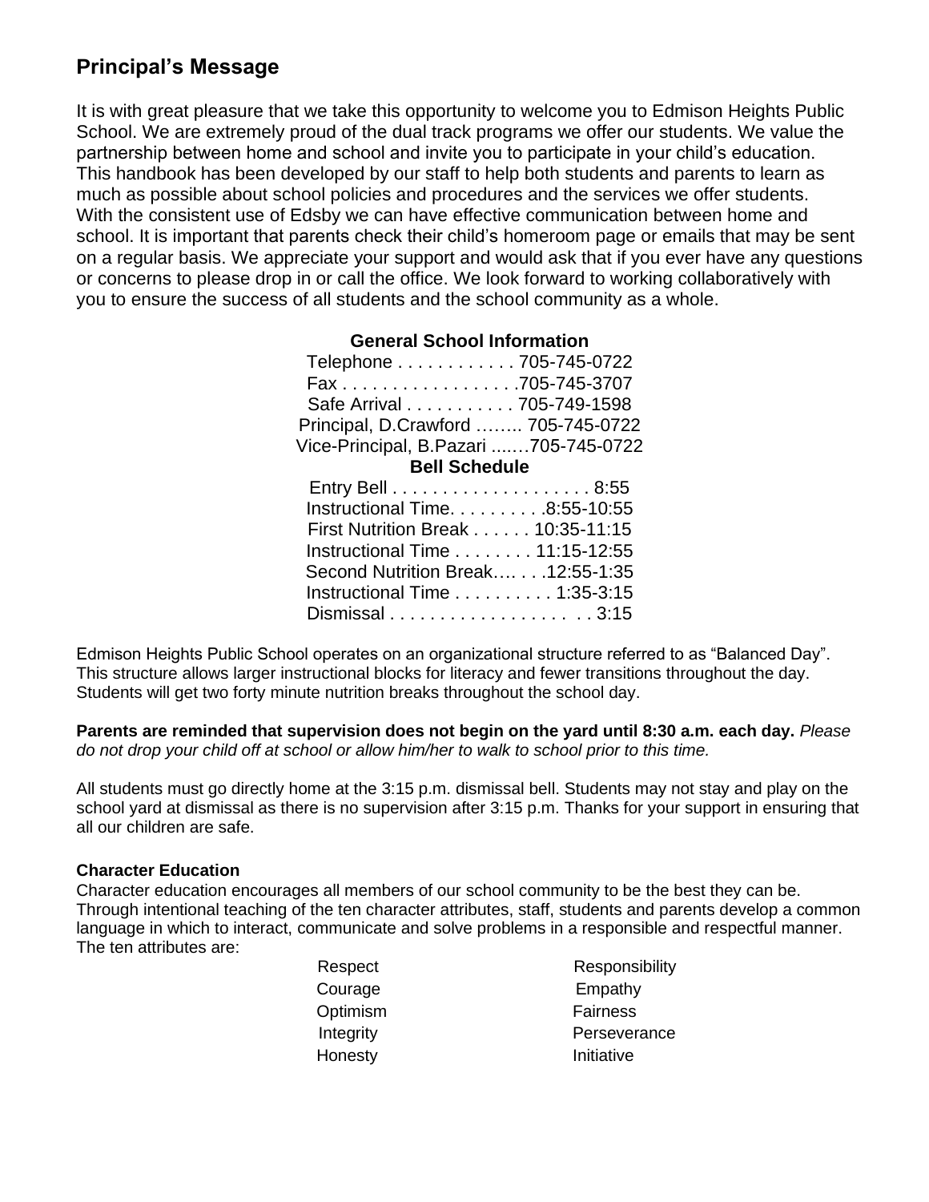## Principal's Message

It is with great pleasure that we take this opportunity to welcome you to Edmison Heights Public School. We are extremely proud of the dual track programs we offer our students. We value the partnership between home and school and invite you to participate in your child's education. This handbook has been developed by our staff to help both students and parents to learn as much as possible about school policies and procedures and the services we offer students. With the consistent use of Edsby we can have effective communication between home and school. It is important that parents check their child's homeroom page or emails that may be sent on a regular basis. We appreciate your support and would ask that if you ever have any questions or concerns to please drop in or call the office. We look forward to working collaboratively with you to ensure the success of all students and the school community as a whole.

**General School Information**

Telephone . . . . . . . . . . . . 705-745-0722
Fax . . . . . . . . . . . . . . . . . .705-745-3707
Safe Arrival . . . . . . . . . . . 705-749-1598
Principal, D.Crawford …….. 705-745-0722
Vice-Principal, B.Pazari ......…705-745-0722

**Bell Schedule**

Entry Bell . . . . . . . . . . . . . . . . . . . . 8:55
Instructional Time. . . . . . . . . .8:55-10:55
First Nutrition Break . . . . . . 10:35-11:15
Instructional Time . . . . . . . . 11:15-12:55
Second Nutrition Break…. . . .12:55-1:35
Instructional Time . . . . . . . . . . 1:35-3:15
Dismissal . . . . . . . . . . . . . . . . . . . 3:15

Edmison Heights Public School operates on an organizational structure referred to as "Balanced Day". This structure allows larger instructional blocks for literacy and fewer transitions throughout the day. Students will get two forty minute nutrition breaks throughout the school day.

**Parents are reminded that supervision does not begin on the yard until 8:30 a.m. each day.** *Please do not drop your child off at school or allow him/her to walk to school prior to this time.*

All students must go directly home at the 3:15 p.m. dismissal bell. Students may not stay and play on the school yard at dismissal as there is no supervision after 3:15 p.m. Thanks for your support in ensuring that all our children are safe.

**Character Education**

Character education encourages all members of our school community to be the best they can be. Through intentional teaching of the ten character attributes, staff, students and parents develop a common language in which to interact, communicate and solve problems in a responsible and respectful manner. The ten attributes are:

- Respect
- Responsibility
- Courage
- Empathy
- Optimism
- Fairness
- Integrity
- Perseverance
- Honesty
- Initiative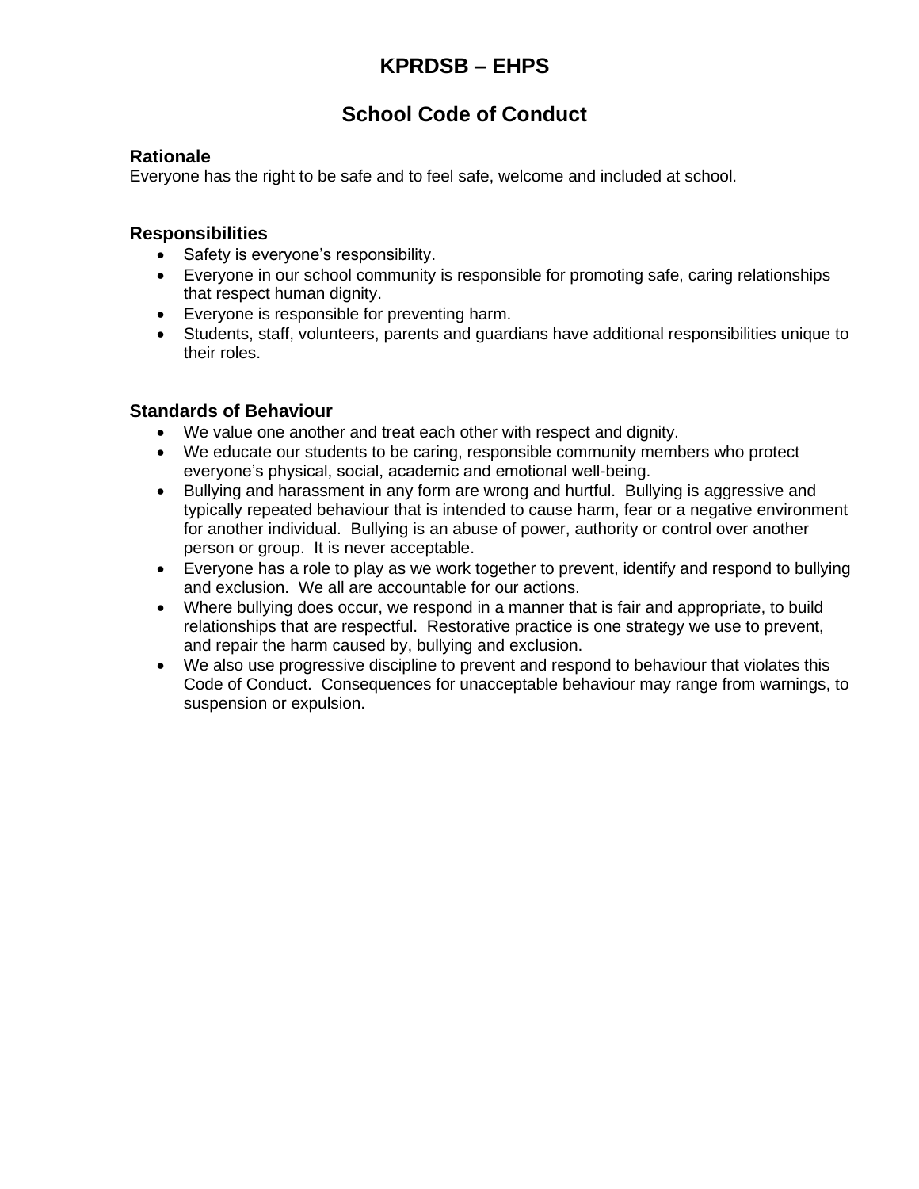# KPRDSB – EHPS

## School Code of Conduct

### Rationale

Everyone has the right to be safe and to feel safe, welcome and included at school.

### Responsibilities

- Safety is everyone's responsibility.
- Everyone in our school community is responsible for promoting safe, caring relationships that respect human dignity.
- Everyone is responsible for preventing harm.
- Students, staff, volunteers, parents and guardians have additional responsibilities unique to their roles.

### Standards of Behaviour

- We value one another and treat each other with respect and dignity.
- We educate our students to be caring, responsible community members who protect everyone's physical, social, academic and emotional well-being.
- Bullying and harassment in any form are wrong and hurtful. Bullying is aggressive and typically repeated behaviour that is intended to cause harm, fear or a negative environment for another individual. Bullying is an abuse of power, authority or control over another person or group. It is never acceptable.
- Everyone has a role to play as we work together to prevent, identify and respond to bullying and exclusion. We all are accountable for our actions.
- Where bullying does occur, we respond in a manner that is fair and appropriate, to build relationships that are respectful. Restorative practice is one strategy we use to prevent, and repair the harm caused by, bullying and exclusion.
- We also use progressive discipline to prevent and respond to behaviour that violates this Code of Conduct. Consequences for unacceptable behaviour may range from warnings, to suspension or expulsion.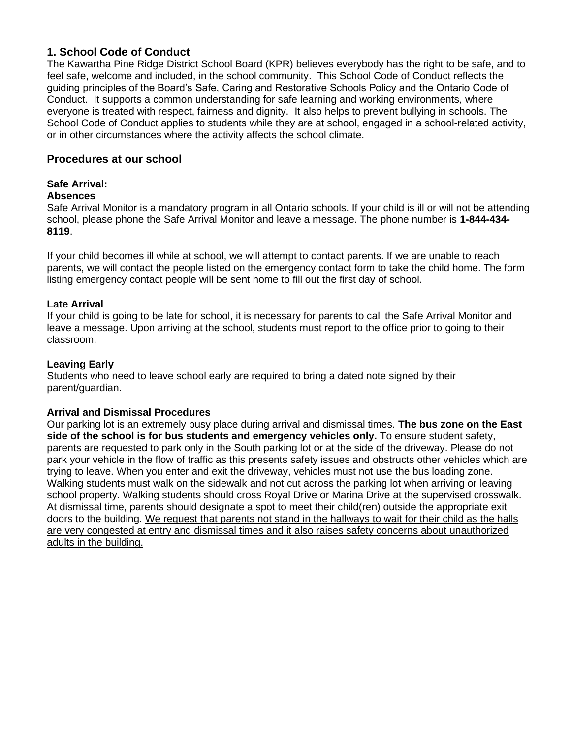## 1. School Code of Conduct

The Kawartha Pine Ridge District School Board (KPR) believes everybody has the right to be safe, and to feel safe, welcome and included, in the school community. This School Code of Conduct reflects the guiding principles of the Board's Safe, Caring and Restorative Schools Policy and the Ontario Code of Conduct. It supports a common understanding for safe learning and working environments, where everyone is treated with respect, fairness and dignity. It also helps to prevent bullying in schools. The School Code of Conduct applies to students while they are at school, engaged in a school-related activity, or in other circumstances where the activity affects the school climate.

## Procedures at our school

### Safe Arrival:

**Absences**

Safe Arrival Monitor is a mandatory program in all Ontario schools. If your child is ill or will not be attending school, please phone the Safe Arrival Monitor and leave a message. The phone number is **1-844-434-8119**.

If your child becomes ill while at school, we will attempt to contact parents. If we are unable to reach parents, we will contact the people listed on the emergency contact form to take the child home. The form listing emergency contact people will be sent home to fill out the first day of school.

**Late Arrival**

If your child is going to be late for school, it is necessary for parents to call the Safe Arrival Monitor and leave a message. Upon arriving at the school, students must report to the office prior to going to their classroom.

**Leaving Early**

Students who need to leave school early are required to bring a dated note signed by their parent/guardian.

**Arrival and Dismissal Procedures**

Our parking lot is an extremely busy place during arrival and dismissal times. **The bus zone on the East side of the school is for bus students and emergency vehicles only.** To ensure student safety, parents are requested to park only in the South parking lot or at the side of the driveway. Please do not park your vehicle in the flow of traffic as this presents safety issues and obstructs other vehicles which are trying to leave. When you enter and exit the driveway, vehicles must not use the bus loading zone. Walking students must walk on the sidewalk and not cut across the parking lot when arriving or leaving school property. Walking students should cross Royal Drive or Marina Drive at the supervised crosswalk. At dismissal time, parents should designate a spot to meet their child(ren) outside the appropriate exit doors to the building. We request that parents not stand in the hallways to wait for their child as the halls are very congested at entry and dismissal times and it also raises safety concerns about unauthorized adults in the building.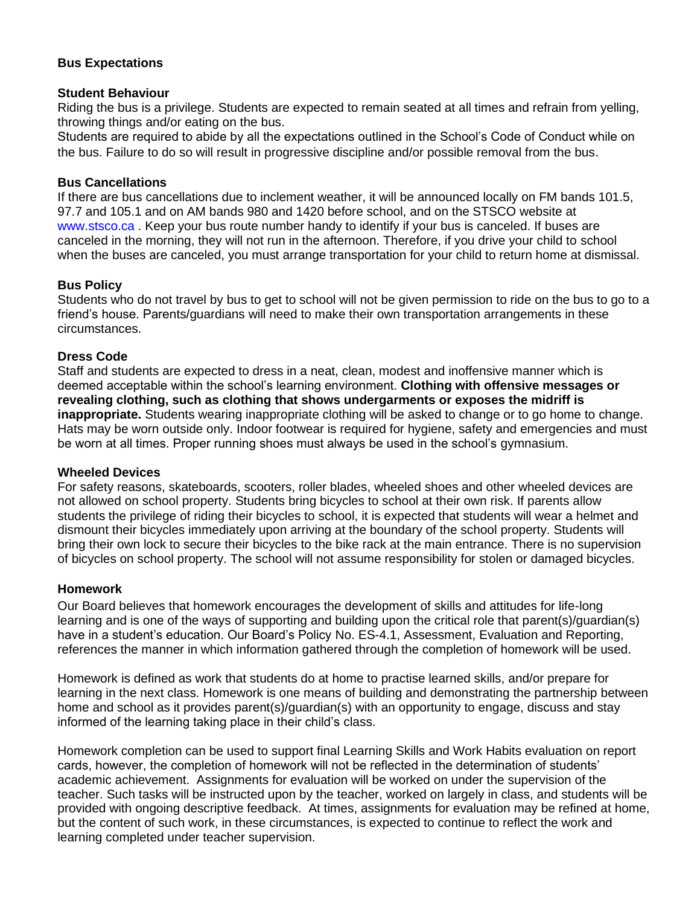## Bus Expectations

### Student Behaviour

Riding the bus is a privilege. Students are expected to remain seated at all times and refrain from yelling, throwing things and/or eating on the bus.

Students are required to abide by all the expectations outlined in the School's Code of Conduct while on the bus. Failure to do so will result in progressive discipline and/or possible removal from the bus.

### Bus Cancellations

If there are bus cancellations due to inclement weather, it will be announced locally on FM bands 101.5, 97.7 and 105.1 and on AM bands 980 and 1420 before school, and on the STSCO website at www.stsco.ca . Keep your bus route number handy to identify if your bus is canceled. If buses are canceled in the morning, they will not run in the afternoon. Therefore, if you drive your child to school when the buses are canceled, you must arrange transportation for your child to return home at dismissal.

### Bus Policy

Students who do not travel by bus to get to school will not be given permission to ride on the bus to go to a friend's house. Parents/guardians will need to make their own transportation arrangements in these circumstances.

## Dress Code

Staff and students are expected to dress in a neat, clean, modest and inoffensive manner which is deemed acceptable within the school's learning environment. **Clothing with offensive messages or revealing clothing, such as clothing that shows undergarments or exposes the midriff is inappropriate.** Students wearing inappropriate clothing will be asked to change or to go home to change. Hats may be worn outside only. Indoor footwear is required for hygiene, safety and emergencies and must be worn at all times. Proper running shoes must always be used in the school's gymnasium.

## Wheeled Devices

For safety reasons, skateboards, scooters, roller blades, wheeled shoes and other wheeled devices are not allowed on school property. Students bring bicycles to school at their own risk. If parents allow students the privilege of riding their bicycles to school, it is expected that students will wear a helmet and dismount their bicycles immediately upon arriving at the boundary of the school property. Students will bring their own lock to secure their bicycles to the bike rack at the main entrance. There is no supervision of bicycles on school property. The school will not assume responsibility for stolen or damaged bicycles.

## Homework

Our Board believes that homework encourages the development of skills and attitudes for life-long learning and is one of the ways of supporting and building upon the critical role that parent(s)/guardian(s) have in a student's education. Our Board's Policy No. ES-4.1, Assessment, Evaluation and Reporting, references the manner in which information gathered through the completion of homework will be used.

Homework is defined as work that students do at home to practise learned skills, and/or prepare for learning in the next class. Homework is one means of building and demonstrating the partnership between home and school as it provides parent(s)/guardian(s) with an opportunity to engage, discuss and stay informed of the learning taking place in their child's class.

Homework completion can be used to support final Learning Skills and Work Habits evaluation on report cards, however, the completion of homework will not be reflected in the determination of students' academic achievement. Assignments for evaluation will be worked on under the supervision of the teacher. Such tasks will be instructed upon by the teacher, worked on largely in class, and students will be provided with ongoing descriptive feedback. At times, assignments for evaluation may be refined at home, but the content of such work, in these circumstances, is expected to continue to reflect the work and learning completed under teacher supervision.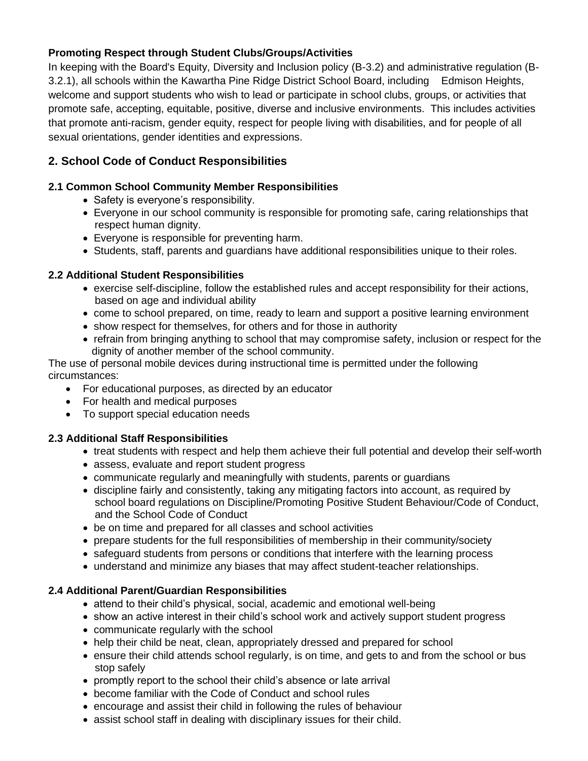**Promoting Respect through Student Clubs/Groups/Activities**

In keeping with the Board's Equity, Diversity and Inclusion policy (B-3.2) and administrative regulation (B-3.2.1), all schools within the Kawartha Pine Ridge District School Board, including Edmison Heights, welcome and support students who wish to lead or participate in school clubs, groups, or activities that promote safe, accepting, equitable, positive, diverse and inclusive environments. This includes activities that promote anti-racism, gender equity, respect for people living with disabilities, and for people of all sexual orientations, gender identities and expressions.

## 2. School Code of Conduct Responsibilities

### 2.1 Common School Community Member Responsibilities

- Safety is everyone's responsibility.
- Everyone in our school community is responsible for promoting safe, caring relationships that respect human dignity.
- Everyone is responsible for preventing harm.
- Students, staff, parents and guardians have additional responsibilities unique to their roles.

### 2.2 Additional Student Responsibilities

- exercise self-discipline, follow the established rules and accept responsibility for their actions, based on age and individual ability
- come to school prepared, on time, ready to learn and support a positive learning environment
- show respect for themselves, for others and for those in authority
- refrain from bringing anything to school that may compromise safety, inclusion or respect for the dignity of another member of the school community.

The use of personal mobile devices during instructional time is permitted under the following circumstances:

- For educational purposes, as directed by an educator
- For health and medical purposes
- To support special education needs

### 2.3 Additional Staff Responsibilities

- treat students with respect and help them achieve their full potential and develop their self-worth
- assess, evaluate and report student progress
- communicate regularly and meaningfully with students, parents or guardians
- discipline fairly and consistently, taking any mitigating factors into account, as required by school board regulations on Discipline/Promoting Positive Student Behaviour/Code of Conduct, and the School Code of Conduct
- be on time and prepared for all classes and school activities
- prepare students for the full responsibilities of membership in their community/society
- safeguard students from persons or conditions that interfere with the learning process
- understand and minimize any biases that may affect student-teacher relationships.

### 2.4 Additional Parent/Guardian Responsibilities

- attend to their child's physical, social, academic and emotional well-being
- show an active interest in their child's school work and actively support student progress
- communicate regularly with the school
- help their child be neat, clean, appropriately dressed and prepared for school
- ensure their child attends school regularly, is on time, and gets to and from the school or bus stop safely
- promptly report to the school their child's absence or late arrival
- become familiar with the Code of Conduct and school rules
- encourage and assist their child in following the rules of behaviour
- assist school staff in dealing with disciplinary issues for their child.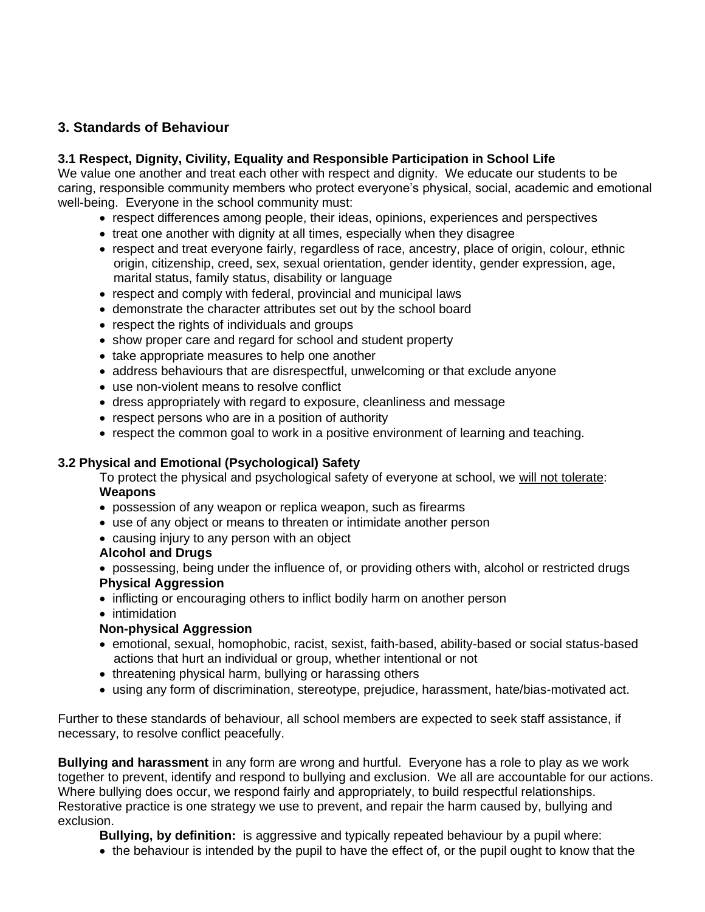## 3. Standards of Behaviour

### 3.1 Respect, Dignity, Civility, Equality and Responsible Participation in School Life

We value one another and treat each other with respect and dignity. We educate our students to be caring, responsible community members who protect everyone's physical, social, academic and emotional well-being. Everyone in the school community must:

- respect differences among people, their ideas, opinions, experiences and perspectives
- treat one another with dignity at all times, especially when they disagree
- respect and treat everyone fairly, regardless of race, ancestry, place of origin, colour, ethnic origin, citizenship, creed, sex, sexual orientation, gender identity, gender expression, age, marital status, family status, disability or language
- respect and comply with federal, provincial and municipal laws
- demonstrate the character attributes set out by the school board
- respect the rights of individuals and groups
- show proper care and regard for school and student property
- take appropriate measures to help one another
- address behaviours that are disrespectful, unwelcoming or that exclude anyone
- use non-violent means to resolve conflict
- dress appropriately with regard to exposure, cleanliness and message
- respect persons who are in a position of authority
- respect the common goal to work in a positive environment of learning and teaching.

### 3.2 Physical and Emotional (Psychological) Safety

To protect the physical and psychological safety of everyone at school, we will not tolerate:

**Weapons**

- possession of any weapon or replica weapon, such as firearms
- use of any object or means to threaten or intimidate another person
- causing injury to any person with an object

**Alcohol and Drugs**

- possessing, being under the influence of, or providing others with, alcohol or restricted drugs

**Physical Aggression**

- inflicting or encouraging others to inflict bodily harm on another person
- intimidation

**Non-physical Aggression**

- emotional, sexual, homophobic, racist, sexist, faith-based, ability-based or social status-based actions that hurt an individual or group, whether intentional or not
- threatening physical harm, bullying or harassing others
- using any form of discrimination, stereotype, prejudice, harassment, hate/bias-motivated act.

Further to these standards of behaviour, all school members are expected to seek staff assistance, if necessary, to resolve conflict peacefully.

**Bullying and harassment** in any form are wrong and hurtful. Everyone has a role to play as we work together to prevent, identify and respond to bullying and exclusion. We all are accountable for our actions. Where bullying does occur, we respond fairly and appropriately, to build respectful relationships. Restorative practice is one strategy we use to prevent, and repair the harm caused by, bullying and exclusion.

**Bullying, by definition:** is aggressive and typically repeated behaviour by a pupil where:

- the behaviour is intended by the pupil to have the effect of, or the pupil ought to know that the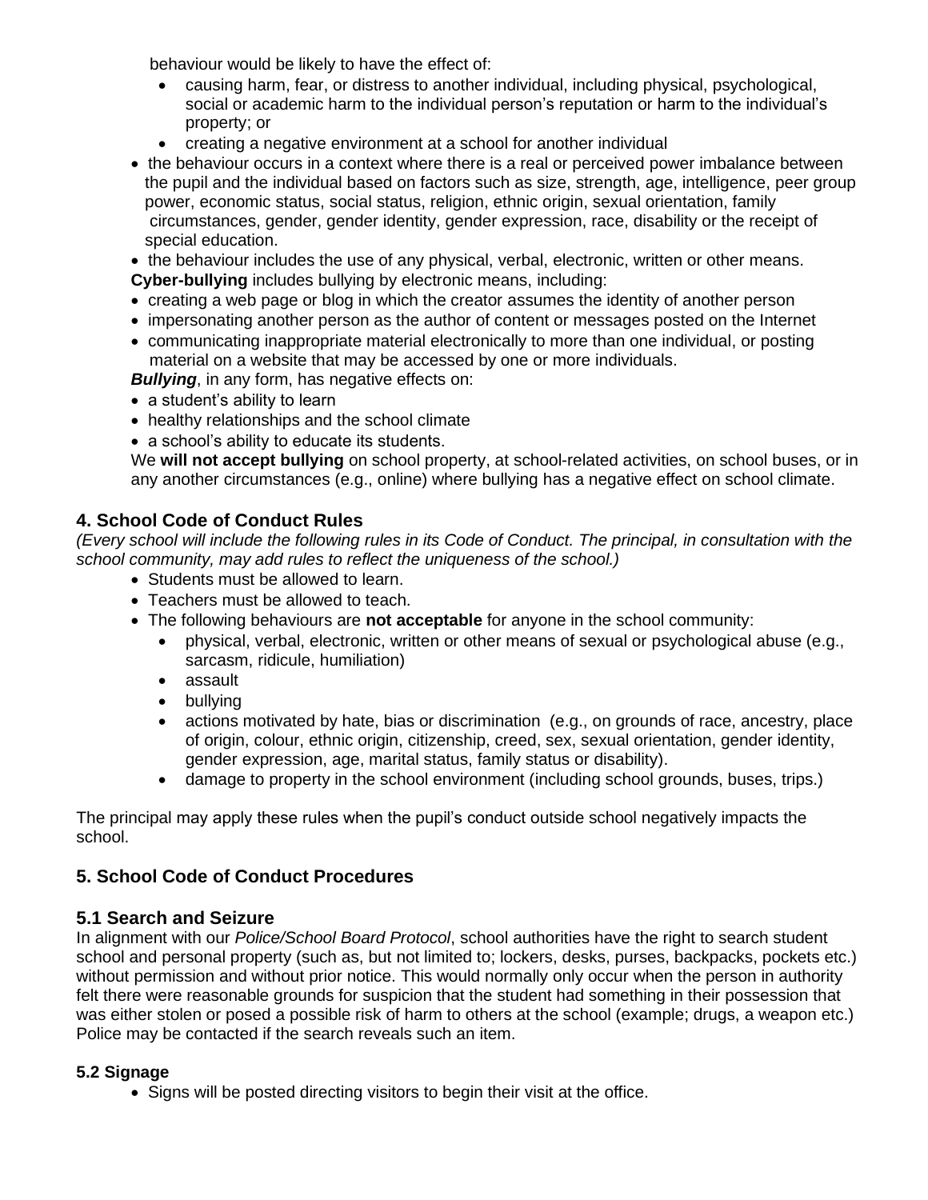behaviour would be likely to have the effect of:

- causing harm, fear, or distress to another individual, including physical, psychological, social or academic harm to the individual person's reputation or harm to the individual's property; or
- creating a negative environment at a school for another individual

- the behaviour occurs in a context where there is a real or perceived power imbalance between the pupil and the individual based on factors such as size, strength, age, intelligence, peer group power, economic status, social status, religion, ethnic origin, sexual orientation, family circumstances, gender, gender identity, gender expression, race, disability or the receipt of special education.
- the behaviour includes the use of any physical, verbal, electronic, written or other means.

**Cyber-bullying** includes bullying by electronic means, including:

- creating a web page or blog in which the creator assumes the identity of another person
- impersonating another person as the author of content or messages posted on the Internet
- communicating inappropriate material electronically to more than one individual, or posting material on a website that may be accessed by one or more individuals.

***Bullying***, in any form, has negative effects on:

- a student's ability to learn
- healthy relationships and the school climate
- a school's ability to educate its students.

We **will not accept bullying** on school property, at school-related activities, on school buses, or in any another circumstances (e.g., online) where bullying has a negative effect on school climate.

## 4. School Code of Conduct Rules

*(Every school will include the following rules in its Code of Conduct. The principal, in consultation with the school community, may add rules to reflect the uniqueness of the school.)*

- Students must be allowed to learn.
- Teachers must be allowed to teach.
- The following behaviours are **not acceptable** for anyone in the school community:
  - physical, verbal, electronic, written or other means of sexual or psychological abuse (e.g., sarcasm, ridicule, humiliation)
  - assault
  - bullying
  - actions motivated by hate, bias or discrimination (e.g., on grounds of race, ancestry, place of origin, colour, ethnic origin, citizenship, creed, sex, sexual orientation, gender identity, gender expression, age, marital status, family status or disability).
  - damage to property in the school environment (including school grounds, buses, trips.)

The principal may apply these rules when the pupil's conduct outside school negatively impacts the school.

## 5. School Code of Conduct Procedures

### 5.1 Search and Seizure

In alignment with our *Police/School Board Protocol*, school authorities have the right to search student school and personal property (such as, but not limited to; lockers, desks, purses, backpacks, pockets etc.) without permission and without prior notice. This would normally only occur when the person in authority felt there were reasonable grounds for suspicion that the student had something in their possession that was either stolen or posed a possible risk of harm to others at the school (example; drugs, a weapon etc.) Police may be contacted if the search reveals such an item.

### 5.2 Signage

- Signs will be posted directing visitors to begin their visit at the office.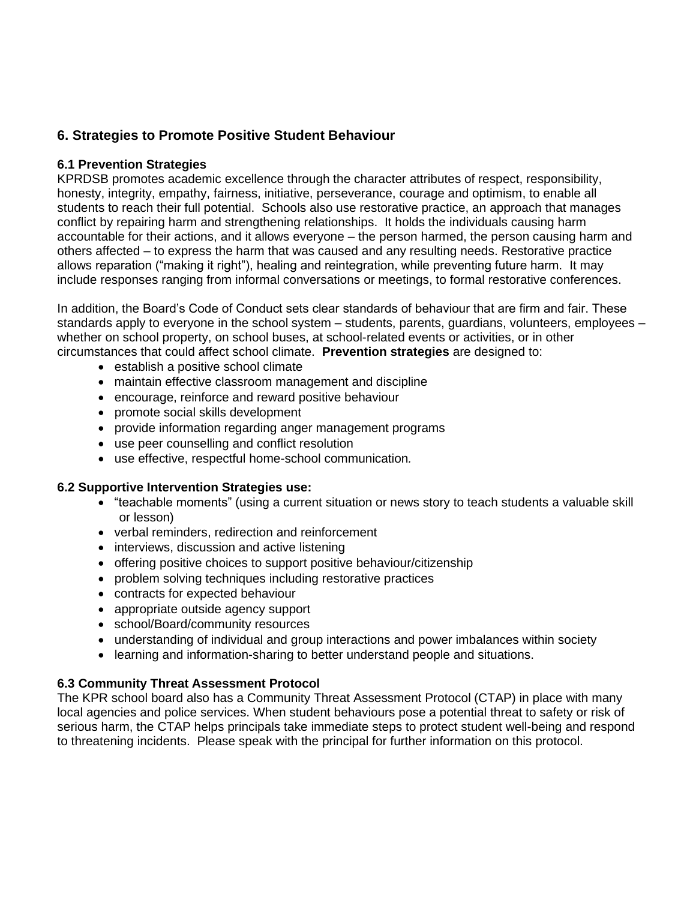## 6. Strategies to Promote Positive Student Behaviour

### 6.1 Prevention Strategies

KPRDSB promotes academic excellence through the character attributes of respect, responsibility, honesty, integrity, empathy, fairness, initiative, perseverance, courage and optimism, to enable all students to reach their full potential. Schools also use restorative practice, an approach that manages conflict by repairing harm and strengthening relationships. It holds the individuals causing harm accountable for their actions, and it allows everyone – the person harmed, the person causing harm and others affected – to express the harm that was caused and any resulting needs. Restorative practice allows reparation ("making it right"), healing and reintegration, while preventing future harm. It may include responses ranging from informal conversations or meetings, to formal restorative conferences.

In addition, the Board's Code of Conduct sets clear standards of behaviour that are firm and fair. These standards apply to everyone in the school system – students, parents, guardians, volunteers, employees – whether on school property, on school buses, at school-related events or activities, or in other circumstances that could affect school climate. **Prevention strategies** are designed to:

- establish a positive school climate
- maintain effective classroom management and discipline
- encourage, reinforce and reward positive behaviour
- promote social skills development
- provide information regarding anger management programs
- use peer counselling and conflict resolution
- use effective, respectful home-school communication.

### 6.2 Supportive Intervention Strategies use:

- "teachable moments" (using a current situation or news story to teach students a valuable skill or lesson)
- verbal reminders, redirection and reinforcement
- interviews, discussion and active listening
- offering positive choices to support positive behaviour/citizenship
- problem solving techniques including restorative practices
- contracts for expected behaviour
- appropriate outside agency support
- school/Board/community resources
- understanding of individual and group interactions and power imbalances within society
- learning and information-sharing to better understand people and situations.

### 6.3 Community Threat Assessment Protocol

The KPR school board also has a Community Threat Assessment Protocol (CTAP) in place with many local agencies and police services. When student behaviours pose a potential threat to safety or risk of serious harm, the CTAP helps principals take immediate steps to protect student well-being and respond to threatening incidents. Please speak with the principal for further information on this protocol.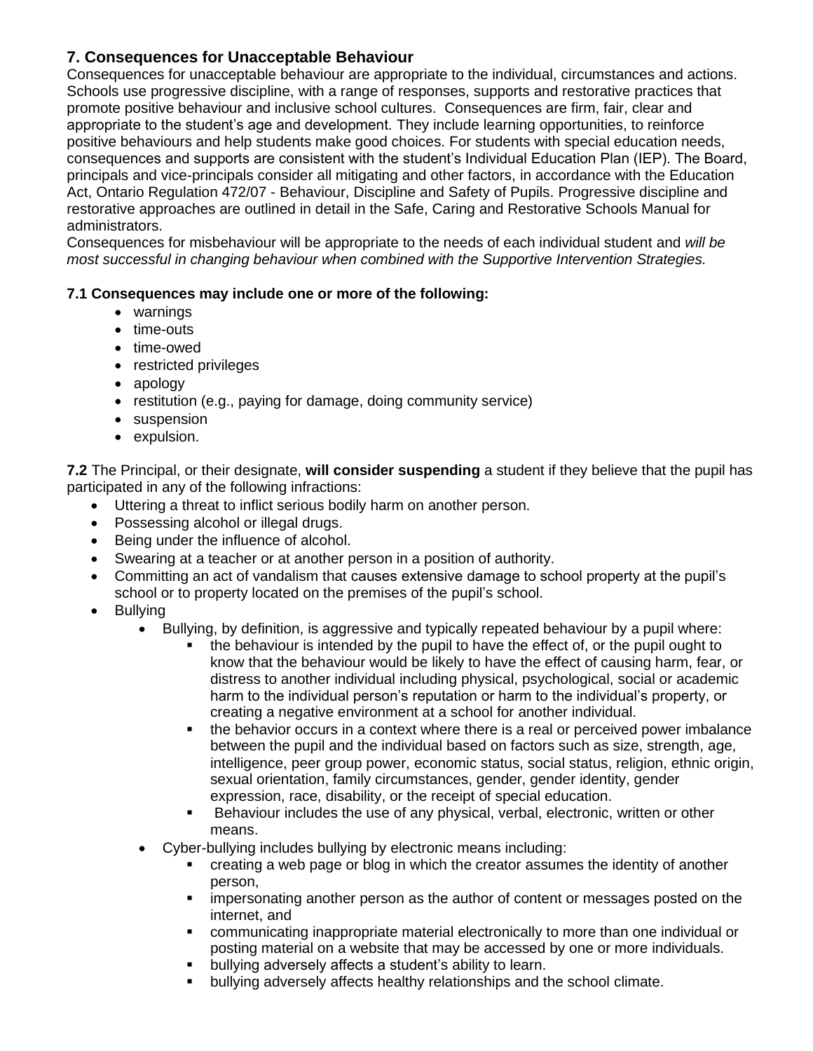## 7. Consequences for Unacceptable Behaviour

Consequences for unacceptable behaviour are appropriate to the individual, circumstances and actions. Schools use progressive discipline, with a range of responses, supports and restorative practices that promote positive behaviour and inclusive school cultures. Consequences are firm, fair, clear and appropriate to the student's age and development. They include learning opportunities, to reinforce positive behaviours and help students make good choices. For students with special education needs, consequences and supports are consistent with the student's Individual Education Plan (IEP). The Board, principals and vice-principals consider all mitigating and other factors, in accordance with the Education Act, Ontario Regulation 472/07 - Behaviour, Discipline and Safety of Pupils. Progressive discipline and restorative approaches are outlined in detail in the Safe, Caring and Restorative Schools Manual for administrators.

Consequences for misbehaviour will be appropriate to the needs of each individual student and *will be most successful in changing behaviour when combined with the Supportive Intervention Strategies.*

**7.1 Consequences may include one or more of the following:**

- warnings
- time-outs
- time-owed
- restricted privileges
- apology
- restitution (e.g., paying for damage, doing community service)
- suspension
- expulsion.

**7.2** The Principal, or their designate, **will consider suspending** a student if they believe that the pupil has participated in any of the following infractions:

- Uttering a threat to inflict serious bodily harm on another person.
- Possessing alcohol or illegal drugs.
- Being under the influence of alcohol.
- Swearing at a teacher or at another person in a position of authority.
- Committing an act of vandalism that causes extensive damage to school property at the pupil's school or to property located on the premises of the pupil's school.
- Bullying
  - Bullying, by definition, is aggressive and typically repeated behaviour by a pupil where:
    - the behaviour is intended by the pupil to have the effect of, or the pupil ought to know that the behaviour would be likely to have the effect of causing harm, fear, or distress to another individual including physical, psychological, social or academic harm to the individual person's reputation or harm to the individual's property, or creating a negative environment at a school for another individual.
    - the behavior occurs in a context where there is a real or perceived power imbalance between the pupil and the individual based on factors such as size, strength, age, intelligence, peer group power, economic status, social status, religion, ethnic origin, sexual orientation, family circumstances, gender, gender identity, gender expression, race, disability, or the receipt of special education.
    - Behaviour includes the use of any physical, verbal, electronic, written or other means.
  - Cyber-bullying includes bullying by electronic means including:
    - creating a web page or blog in which the creator assumes the identity of another person,
    - impersonating another person as the author of content or messages posted on the internet, and
    - communicating inappropriate material electronically to more than one individual or posting material on a website that may be accessed by one or more individuals.
    - bullying adversely affects a student's ability to learn.
    - bullying adversely affects healthy relationships and the school climate.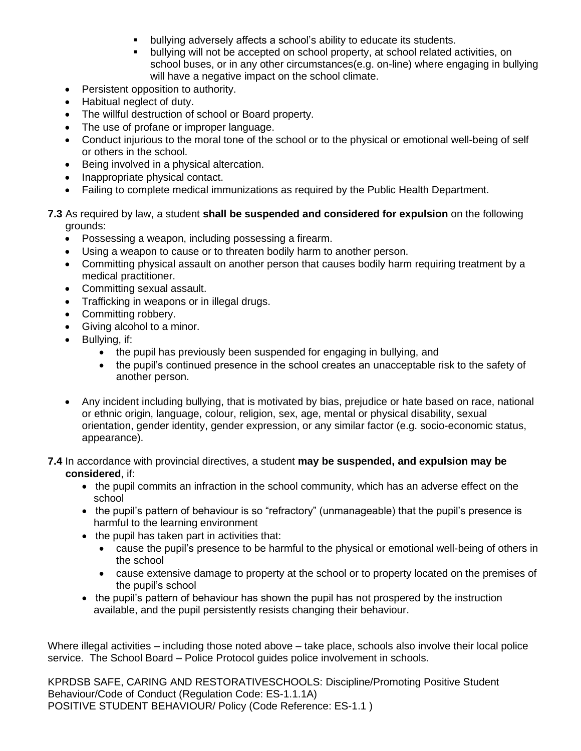- bullying adversely affects a school's ability to educate its students.
    - bullying will not be accepted on school property, at school related activities, on school buses, or in any other circumstances(e.g. on-line) where engaging in bullying will have a negative impact on the school climate.
- Persistent opposition to authority.
- Habitual neglect of duty.
- The willful destruction of school or Board property.
- The use of profane or improper language.
- Conduct injurious to the moral tone of the school or to the physical or emotional well-being of self or others in the school.
- Being involved in a physical altercation.
- Inappropriate physical contact.
- Failing to complete medical immunizations as required by the Public Health Department.

**7.3** As required by law, a student **shall be suspended and considered for expulsion** on the following grounds:

- Possessing a weapon, including possessing a firearm.
- Using a weapon to cause or to threaten bodily harm to another person.
- Committing physical assault on another person that causes bodily harm requiring treatment by a medical practitioner.
- Committing sexual assault.
- Trafficking in weapons or in illegal drugs.
- Committing robbery.
- Giving alcohol to a minor.
- Bullying, if:
    - the pupil has previously been suspended for engaging in bullying, and
    - the pupil's continued presence in the school creates an unacceptable risk to the safety of another person.
- Any incident including bullying, that is motivated by bias, prejudice or hate based on race, national or ethnic origin, language, colour, religion, sex, age, mental or physical disability, sexual orientation, gender identity, gender expression, or any similar factor (e.g. socio-economic status, appearance).

**7.4** In accordance with provincial directives, a student **may be suspended, and expulsion may be considered**, if:

- the pupil commits an infraction in the school community, which has an adverse effect on the school
- the pupil's pattern of behaviour is so "refractory" (unmanageable) that the pupil's presence is harmful to the learning environment
- the pupil has taken part in activities that:
    - cause the pupil's presence to be harmful to the physical or emotional well-being of others in the school
    - cause extensive damage to property at the school or to property located on the premises of the pupil's school
- the pupil's pattern of behaviour has shown the pupil has not prospered by the instruction available, and the pupil persistently resists changing their behaviour.

Where illegal activities – including those noted above – take place, schools also involve their local police service. The School Board – Police Protocol guides police involvement in schools.

KPRDSB SAFE, CARING AND RESTORATIVESCHOOLS: Discipline/Promoting Positive Student Behaviour/Code of Conduct (Regulation Code: ES-1.1.1A)
POSITIVE STUDENT BEHAVIOUR/ Policy (Code Reference: ES-1.1 )